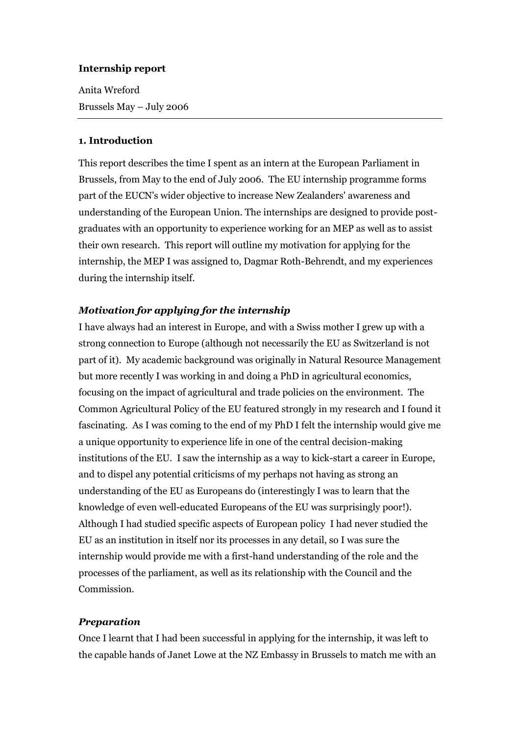**Internship report**

Anita Wreford

Brussels May – July 2006

---

## 1. Introduction

This report describes the time I spent as an intern at the European Parliament in Brussels, from May to the end of July 2006. The EU internship programme forms part of the EUCN's wider objective to increase New Zealanders' awareness and understanding of the European Union. The internships are designed to provide post-graduates with an opportunity to experience working for an MEP as well as to assist their own research. This report will outline my motivation for applying for the internship, the MEP I was assigned to, Dagmar Roth-Behrendt, and my experiences during the internship itself.

### *Motivation for applying for the internship*

I have always had an interest in Europe, and with a Swiss mother I grew up with a strong connection to Europe (although not necessarily the EU as Switzerland is not part of it). My academic background was originally in Natural Resource Management but more recently I was working in and doing a PhD in agricultural economics, focusing on the impact of agricultural and trade policies on the environment. The Common Agricultural Policy of the EU featured strongly in my research and I found it fascinating. As I was coming to the end of my PhD I felt the internship would give me a unique opportunity to experience life in one of the central decision-making institutions of the EU. I saw the internship as a way to kick-start a career in Europe, and to dispel any potential criticisms of my perhaps not having as strong an understanding of the EU as Europeans do (interestingly I was to learn that the knowledge of even well-educated Europeans of the EU was surprisingly poor!). Although I had studied specific aspects of European policy I had never studied the EU as an institution in itself nor its processes in any detail, so I was sure the internship would provide me with a first-hand understanding of the role and the processes of the parliament, as well as its relationship with the Council and the Commission.

### *Preparation*

Once I learnt that I had been successful in applying for the internship, it was left to the capable hands of Janet Lowe at the NZ Embassy in Brussels to match me with an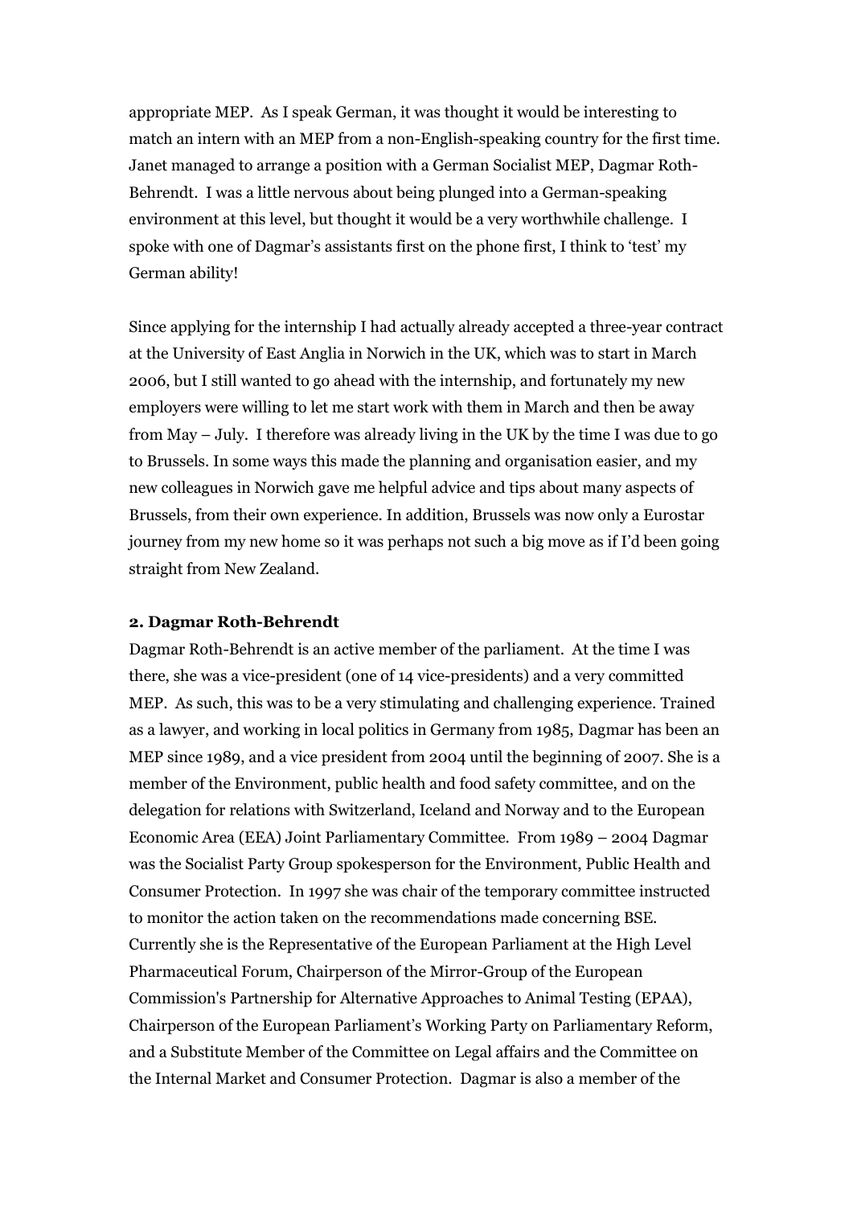appropriate MEP. As I speak German, it was thought it would be interesting to match an intern with an MEP from a non-English-speaking country for the first time. Janet managed to arrange a position with a German Socialist MEP, Dagmar Roth-Behrendt. I was a little nervous about being plunged into a German-speaking environment at this level, but thought it would be a very worthwhile challenge. I spoke with one of Dagmar's assistants first on the phone first, I think to 'test' my German ability!

Since applying for the internship I had actually already accepted a three-year contract at the University of East Anglia in Norwich in the UK, which was to start in March 2006, but I still wanted to go ahead with the internship, and fortunately my new employers were willing to let me start work with them in March and then be away from May – July. I therefore was already living in the UK by the time I was due to go to Brussels. In some ways this made the planning and organisation easier, and my new colleagues in Norwich gave me helpful advice and tips about many aspects of Brussels, from their own experience. In addition, Brussels was now only a Eurostar journey from my new home so it was perhaps not such a big move as if I'd been going straight from New Zealand.

**2. Dagmar Roth-Behrendt**

Dagmar Roth-Behrendt is an active member of the parliament. At the time I was there, she was a vice-president (one of 14 vice-presidents) and a very committed MEP. As such, this was to be a very stimulating and challenging experience. Trained as a lawyer, and working in local politics in Germany from 1985, Dagmar has been an MEP since 1989, and a vice president from 2004 until the beginning of 2007. She is a member of the Environment, public health and food safety committee, and on the delegation for relations with Switzerland, Iceland and Norway and to the European Economic Area (EEA) Joint Parliamentary Committee. From 1989 – 2004 Dagmar was the Socialist Party Group spokesperson for the Environment, Public Health and Consumer Protection. In 1997 she was chair of the temporary committee instructed to monitor the action taken on the recommendations made concerning BSE. Currently she is the Representative of the European Parliament at the High Level Pharmaceutical Forum, Chairperson of the Mirror-Group of the European Commission's Partnership for Alternative Approaches to Animal Testing (EPAA), Chairperson of the European Parliament's Working Party on Parliamentary Reform, and a Substitute Member of the Committee on Legal affairs and the Committee on the Internal Market and Consumer Protection. Dagmar is also a member of the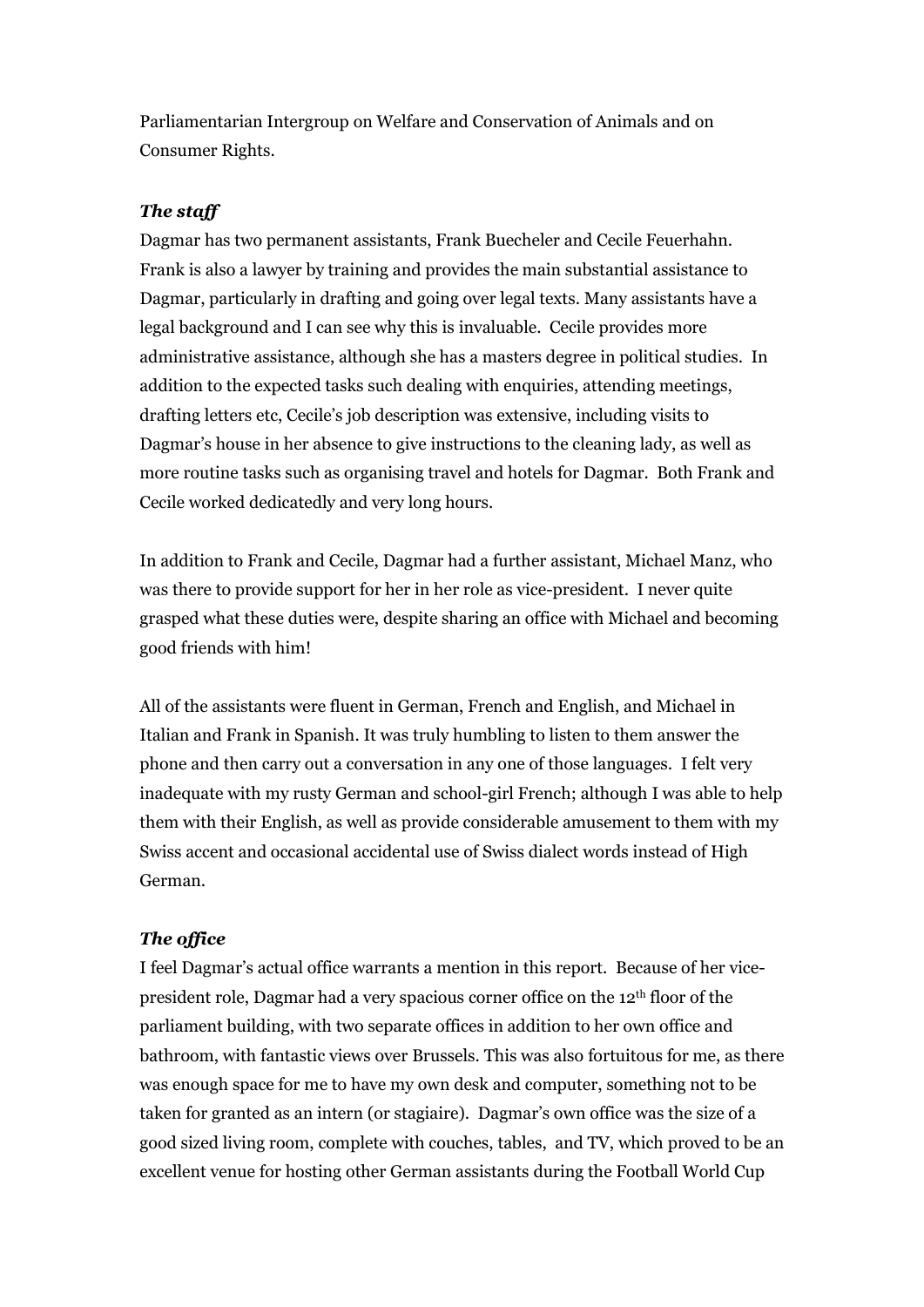Parliamentarian Intergroup on Welfare and Conservation of Animals and on Consumer Rights.

***The staff***

Dagmar has two permanent assistants, Frank Buecheler and Cecile Feuerhahn. Frank is also a lawyer by training and provides the main substantial assistance to Dagmar, particularly in drafting and going over legal texts. Many assistants have a legal background and I can see why this is invaluable. Cecile provides more administrative assistance, although she has a masters degree in political studies. In addition to the expected tasks such dealing with enquiries, attending meetings, drafting letters etc, Cecile's job description was extensive, including visits to Dagmar's house in her absence to give instructions to the cleaning lady, as well as more routine tasks such as organising travel and hotels for Dagmar. Both Frank and Cecile worked dedicatedly and very long hours.

In addition to Frank and Cecile, Dagmar had a further assistant, Michael Manz, who was there to provide support for her in her role as vice-president. I never quite grasped what these duties were, despite sharing an office with Michael and becoming good friends with him!

All of the assistants were fluent in German, French and English, and Michael in Italian and Frank in Spanish. It was truly humbling to listen to them answer the phone and then carry out a conversation in any one of those languages. I felt very inadequate with my rusty German and school-girl French; although I was able to help them with their English, as well as provide considerable amusement to them with my Swiss accent and occasional accidental use of Swiss dialect words instead of High German.

***The office***

I feel Dagmar's actual office warrants a mention in this report. Because of her vice-president role, Dagmar had a very spacious corner office on the 12th floor of the parliament building, with two separate offices in addition to her own office and bathroom, with fantastic views over Brussels. This was also fortuitous for me, as there was enough space for me to have my own desk and computer, something not to be taken for granted as an intern (or stagiaire). Dagmar's own office was the size of a good sized living room, complete with couches, tables, and TV, which proved to be an excellent venue for hosting other German assistants during the Football World Cup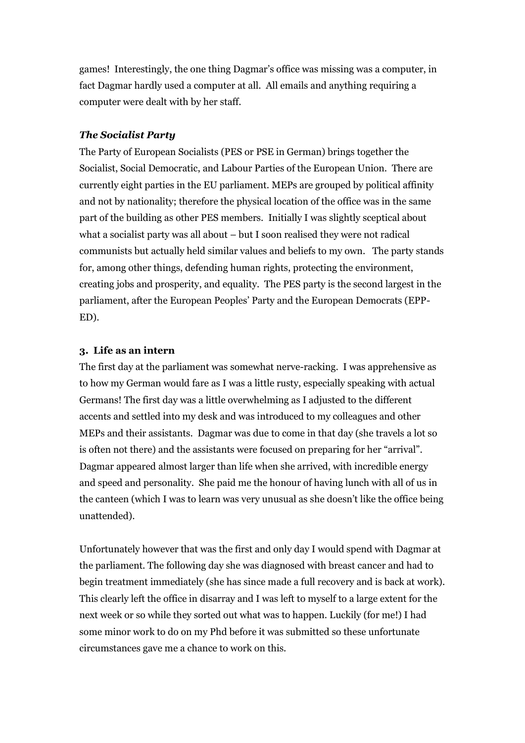games! Interestingly, the one thing Dagmar's office was missing was a computer, in fact Dagmar hardly used a computer at all. All emails and anything requiring a computer were dealt with by her staff.

***The Socialist Party***

The Party of European Socialists (PES or PSE in German) brings together the Socialist, Social Democratic, and Labour Parties of the European Union. There are currently eight parties in the EU parliament. MEPs are grouped by political affinity and not by nationality; therefore the physical location of the office was in the same part of the building as other PES members. Initially I was slightly sceptical about what a socialist party was all about – but I soon realised they were not radical communists but actually held similar values and beliefs to my own. The party stands for, among other things, defending human rights, protecting the environment, creating jobs and prosperity, and equality. The PES party is the second largest in the parliament, after the European Peoples' Party and the European Democrats (EPP-ED).

## 3. Life as an intern

The first day at the parliament was somewhat nerve-racking. I was apprehensive as to how my German would fare as I was a little rusty, especially speaking with actual Germans! The first day was a little overwhelming as I adjusted to the different accents and settled into my desk and was introduced to my colleagues and other MEPs and their assistants. Dagmar was due to come in that day (she travels a lot so is often not there) and the assistants were focused on preparing for her "arrival". Dagmar appeared almost larger than life when she arrived, with incredible energy and speed and personality. She paid me the honour of having lunch with all of us in the canteen (which I was to learn was very unusual as she doesn't like the office being unattended).

Unfortunately however that was the first and only day I would spend with Dagmar at the parliament. The following day she was diagnosed with breast cancer and had to begin treatment immediately (she has since made a full recovery and is back at work). This clearly left the office in disarray and I was left to myself to a large extent for the next week or so while they sorted out what was to happen. Luckily (for me!) I had some minor work to do on my Phd before it was submitted so these unfortunate circumstances gave me a chance to work on this.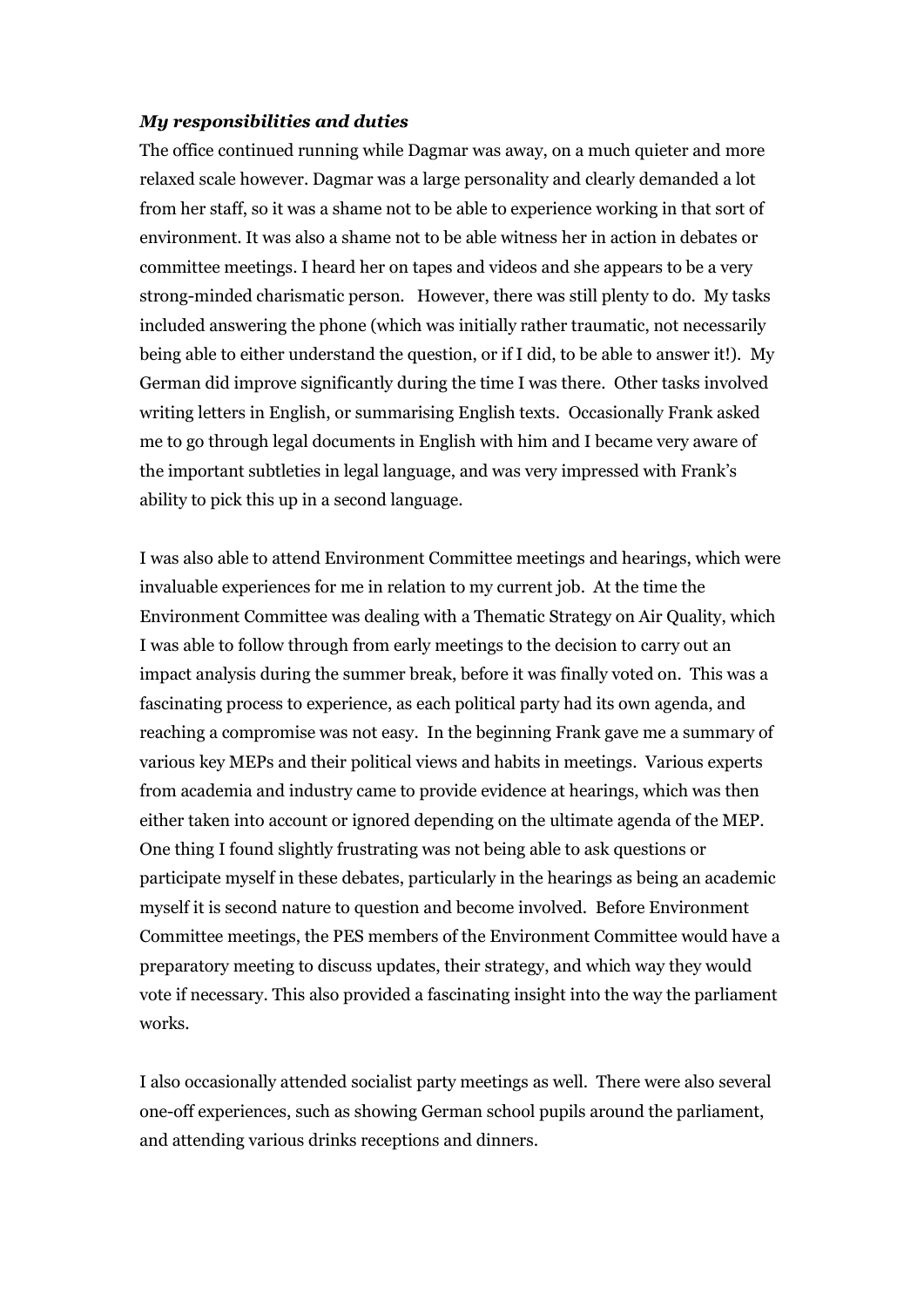***My responsibilities and duties***

The office continued running while Dagmar was away, on a much quieter and more relaxed scale however. Dagmar was a large personality and clearly demanded a lot from her staff, so it was a shame not to be able to experience working in that sort of environment. It was also a shame not to be able witness her in action in debates or committee meetings. I heard her on tapes and videos and she appears to be a very strong-minded charismatic person. However, there was still plenty to do. My tasks included answering the phone (which was initially rather traumatic, not necessarily being able to either understand the question, or if I did, to be able to answer it!). My German did improve significantly during the time I was there. Other tasks involved writing letters in English, or summarising English texts. Occasionally Frank asked me to go through legal documents in English with him and I became very aware of the important subtleties in legal language, and was very impressed with Frank's ability to pick this up in a second language.

I was also able to attend Environment Committee meetings and hearings, which were invaluable experiences for me in relation to my current job. At the time the Environment Committee was dealing with a Thematic Strategy on Air Quality, which I was able to follow through from early meetings to the decision to carry out an impact analysis during the summer break, before it was finally voted on. This was a fascinating process to experience, as each political party had its own agenda, and reaching a compromise was not easy. In the beginning Frank gave me a summary of various key MEPs and their political views and habits in meetings. Various experts from academia and industry came to provide evidence at hearings, which was then either taken into account or ignored depending on the ultimate agenda of the MEP. One thing I found slightly frustrating was not being able to ask questions or participate myself in these debates, particularly in the hearings as being an academic myself it is second nature to question and become involved. Before Environment Committee meetings, the PES members of the Environment Committee would have a preparatory meeting to discuss updates, their strategy, and which way they would vote if necessary. This also provided a fascinating insight into the way the parliament works.

I also occasionally attended socialist party meetings as well. There were also several one-off experiences, such as showing German school pupils around the parliament, and attending various drinks receptions and dinners.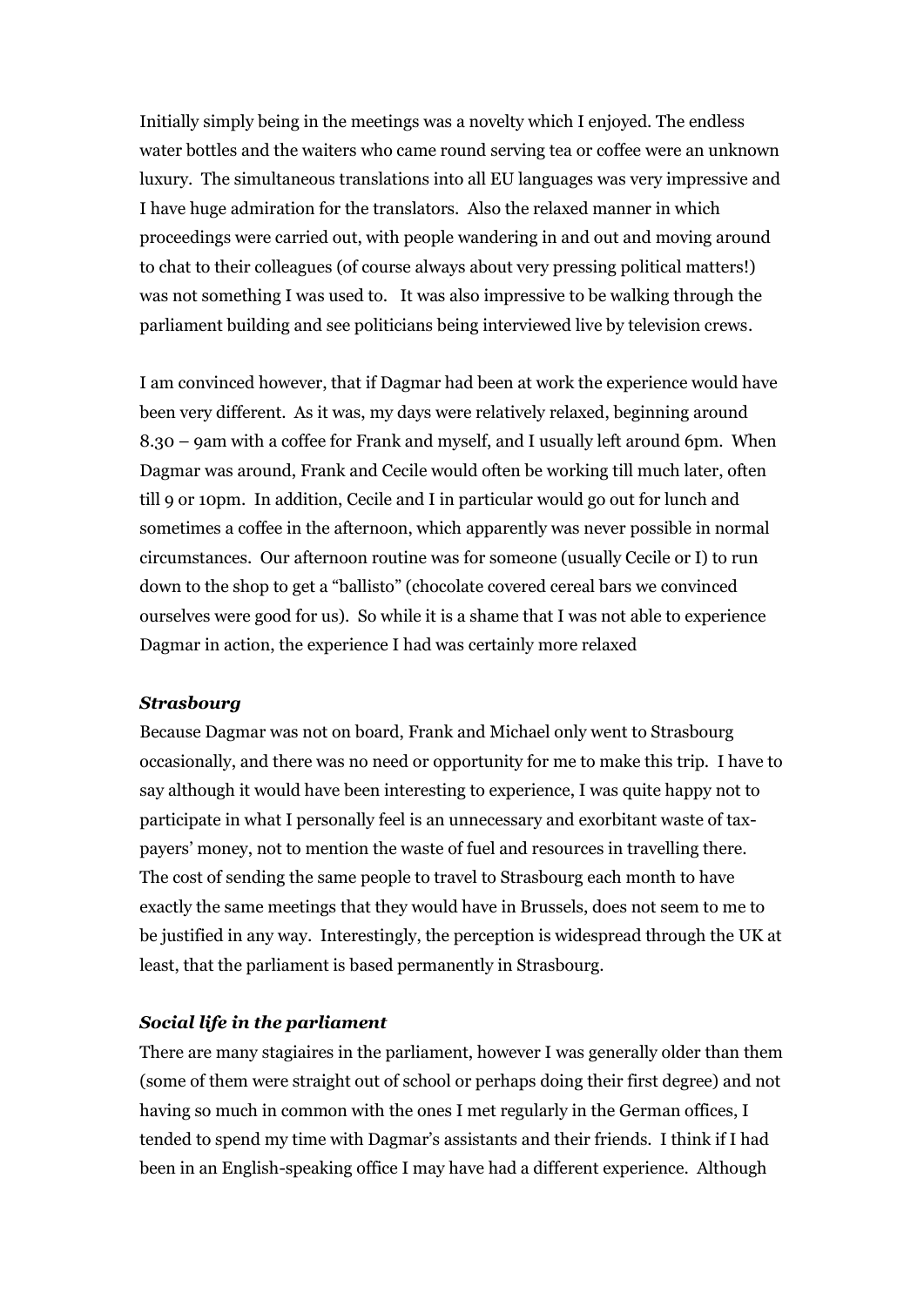Initially simply being in the meetings was a novelty which I enjoyed. The endless water bottles and the waiters who came round serving tea or coffee were an unknown luxury. The simultaneous translations into all EU languages was very impressive and I have huge admiration for the translators. Also the relaxed manner in which proceedings were carried out, with people wandering in and out and moving around to chat to their colleagues (of course always about very pressing political matters!) was not something I was used to. It was also impressive to be walking through the parliament building and see politicians being interviewed live by television crews.

I am convinced however, that if Dagmar had been at work the experience would have been very different. As it was, my days were relatively relaxed, beginning around 8.30 – 9am with a coffee for Frank and myself, and I usually left around 6pm. When Dagmar was around, Frank and Cecile would often be working till much later, often till 9 or 10pm. In addition, Cecile and I in particular would go out for lunch and sometimes a coffee in the afternoon, which apparently was never possible in normal circumstances. Our afternoon routine was for someone (usually Cecile or I) to run down to the shop to get a "ballisto" (chocolate covered cereal bars we convinced ourselves were good for us). So while it is a shame that I was not able to experience Dagmar in action, the experience I had was certainly more relaxed

***Strasbourg***

Because Dagmar was not on board, Frank and Michael only went to Strasbourg occasionally, and there was no need or opportunity for me to make this trip. I have to say although it would have been interesting to experience, I was quite happy not to participate in what I personally feel is an unnecessary and exorbitant waste of tax-payers' money, not to mention the waste of fuel and resources in travelling there. The cost of sending the same people to travel to Strasbourg each month to have exactly the same meetings that they would have in Brussels, does not seem to me to be justified in any way. Interestingly, the perception is widespread through the UK at least, that the parliament is based permanently in Strasbourg.

***Social life in the parliament***

There are many stagiaires in the parliament, however I was generally older than them (some of them were straight out of school or perhaps doing their first degree) and not having so much in common with the ones I met regularly in the German offices, I tended to spend my time with Dagmar's assistants and their friends. I think if I had been in an English-speaking office I may have had a different experience. Although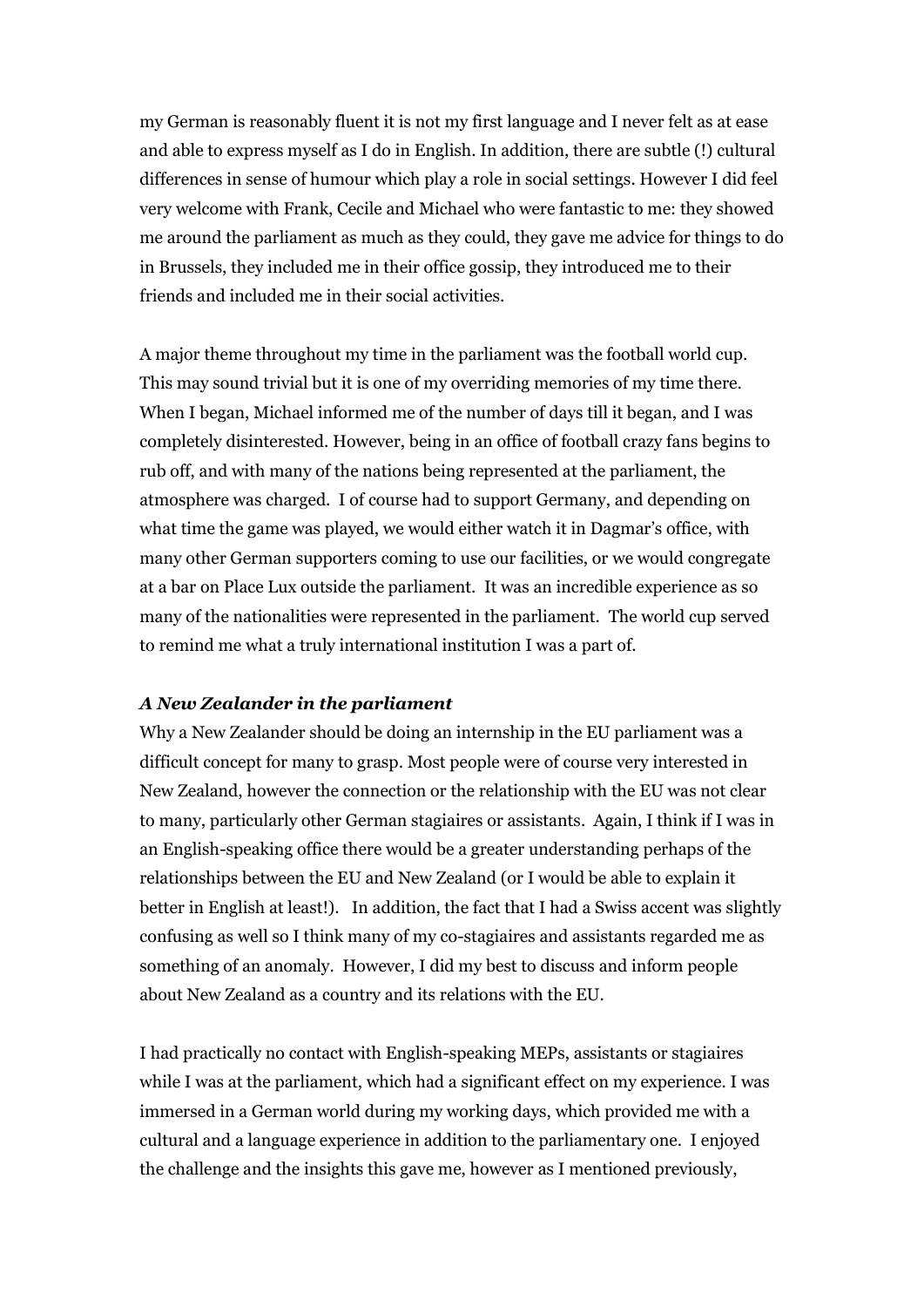my German is reasonably fluent it is not my first language and I never felt as at ease and able to express myself as I do in English. In addition, there are subtle (!) cultural differences in sense of humour which play a role in social settings. However I did feel very welcome with Frank, Cecile and Michael who were fantastic to me: they showed me around the parliament as much as they could, they gave me advice for things to do in Brussels, they included me in their office gossip, they introduced me to their friends and included me in their social activities.

A major theme throughout my time in the parliament was the football world cup. This may sound trivial but it is one of my overriding memories of my time there. When I began, Michael informed me of the number of days till it began, and I was completely disinterested. However, being in an office of football crazy fans begins to rub off, and with many of the nations being represented at the parliament, the atmosphere was charged. I of course had to support Germany, and depending on what time the game was played, we would either watch it in Dagmar's office, with many other German supporters coming to use our facilities, or we would congregate at a bar on Place Lux outside the parliament. It was an incredible experience as so many of the nationalities were represented in the parliament. The world cup served to remind me what a truly international institution I was a part of.

***A New Zealander in the parliament***

Why a New Zealander should be doing an internship in the EU parliament was a difficult concept for many to grasp. Most people were of course very interested in New Zealand, however the connection or the relationship with the EU was not clear to many, particularly other German stagiaires or assistants. Again, I think if I was in an English-speaking office there would be a greater understanding perhaps of the relationships between the EU and New Zealand (or I would be able to explain it better in English at least!). In addition, the fact that I had a Swiss accent was slightly confusing as well so I think many of my co-stagiaires and assistants regarded me as something of an anomaly. However, I did my best to discuss and inform people about New Zealand as a country and its relations with the EU.

I had practically no contact with English-speaking MEPs, assistants or stagiaires while I was at the parliament, which had a significant effect on my experience. I was immersed in a German world during my working days, which provided me with a cultural and a language experience in addition to the parliamentary one. I enjoyed the challenge and the insights this gave me, however as I mentioned previously,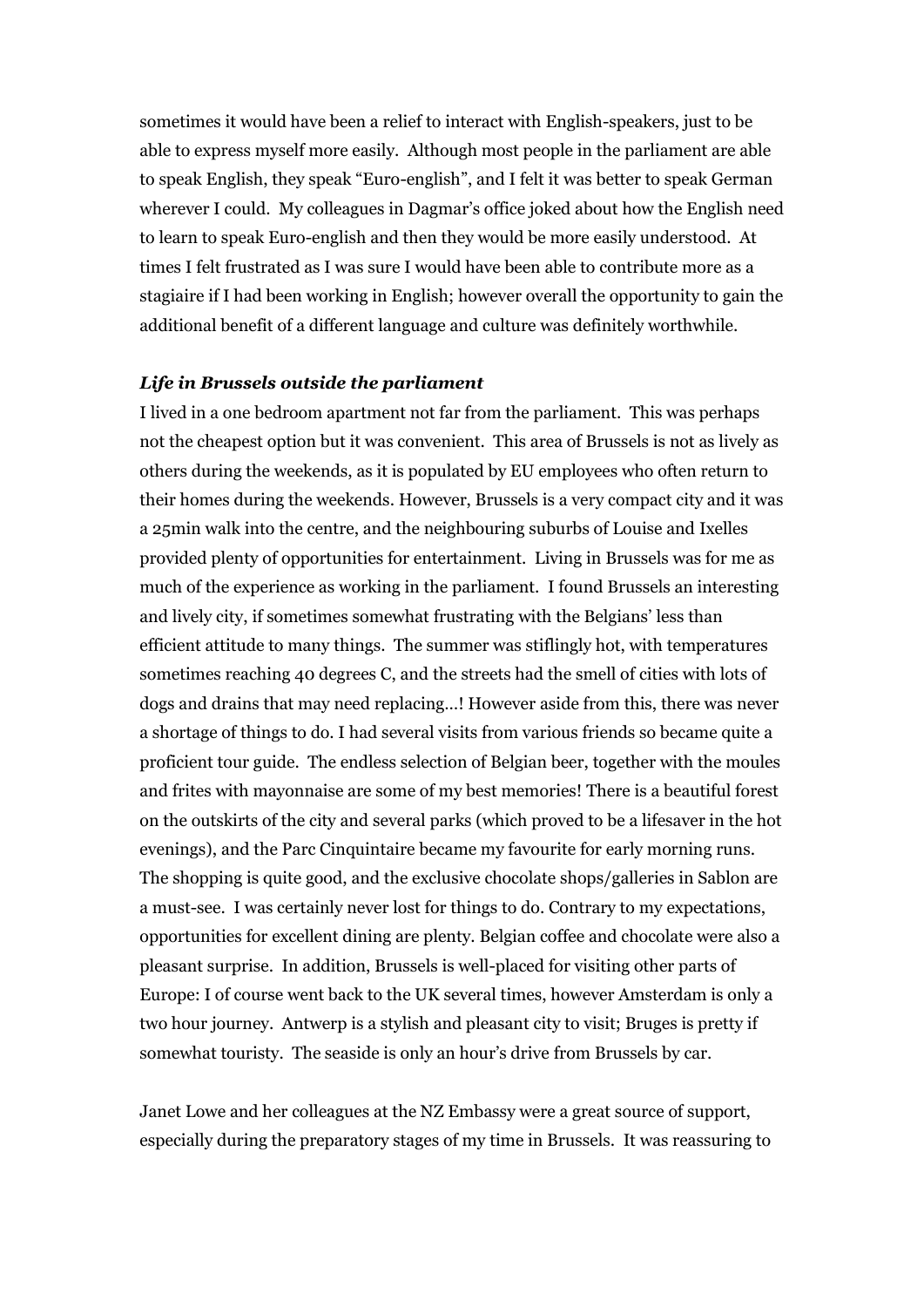sometimes it would have been a relief to interact with English-speakers, just to be able to express myself more easily. Although most people in the parliament are able to speak English, they speak "Euro-english", and I felt it was better to speak German wherever I could. My colleagues in Dagmar's office joked about how the English need to learn to speak Euro-english and then they would be more easily understood. At times I felt frustrated as I was sure I would have been able to contribute more as a stagiaire if I had been working in English; however overall the opportunity to gain the additional benefit of a different language and culture was definitely worthwhile.

***Life in Brussels outside the parliament***

I lived in a one bedroom apartment not far from the parliament. This was perhaps not the cheapest option but it was convenient. This area of Brussels is not as lively as others during the weekends, as it is populated by EU employees who often return to their homes during the weekends. However, Brussels is a very compact city and it was a 25min walk into the centre, and the neighbouring suburbs of Louise and Ixelles provided plenty of opportunities for entertainment. Living in Brussels was for me as much of the experience as working in the parliament. I found Brussels an interesting and lively city, if sometimes somewhat frustrating with the Belgians' less than efficient attitude to many things. The summer was stiflingly hot, with temperatures sometimes reaching 40 degrees C, and the streets had the smell of cities with lots of dogs and drains that may need replacing…! However aside from this, there was never a shortage of things to do. I had several visits from various friends so became quite a proficient tour guide. The endless selection of Belgian beer, together with the moules and frites with mayonnaise are some of my best memories! There is a beautiful forest on the outskirts of the city and several parks (which proved to be a lifesaver in the hot evenings), and the Parc Cinquintaire became my favourite for early morning runs. The shopping is quite good, and the exclusive chocolate shops/galleries in Sablon are a must-see. I was certainly never lost for things to do. Contrary to my expectations, opportunities for excellent dining are plenty. Belgian coffee and chocolate were also a pleasant surprise. In addition, Brussels is well-placed for visiting other parts of Europe: I of course went back to the UK several times, however Amsterdam is only a two hour journey. Antwerp is a stylish and pleasant city to visit; Bruges is pretty if somewhat touristy. The seaside is only an hour's drive from Brussels by car.

Janet Lowe and her colleagues at the NZ Embassy were a great source of support, especially during the preparatory stages of my time in Brussels. It was reassuring to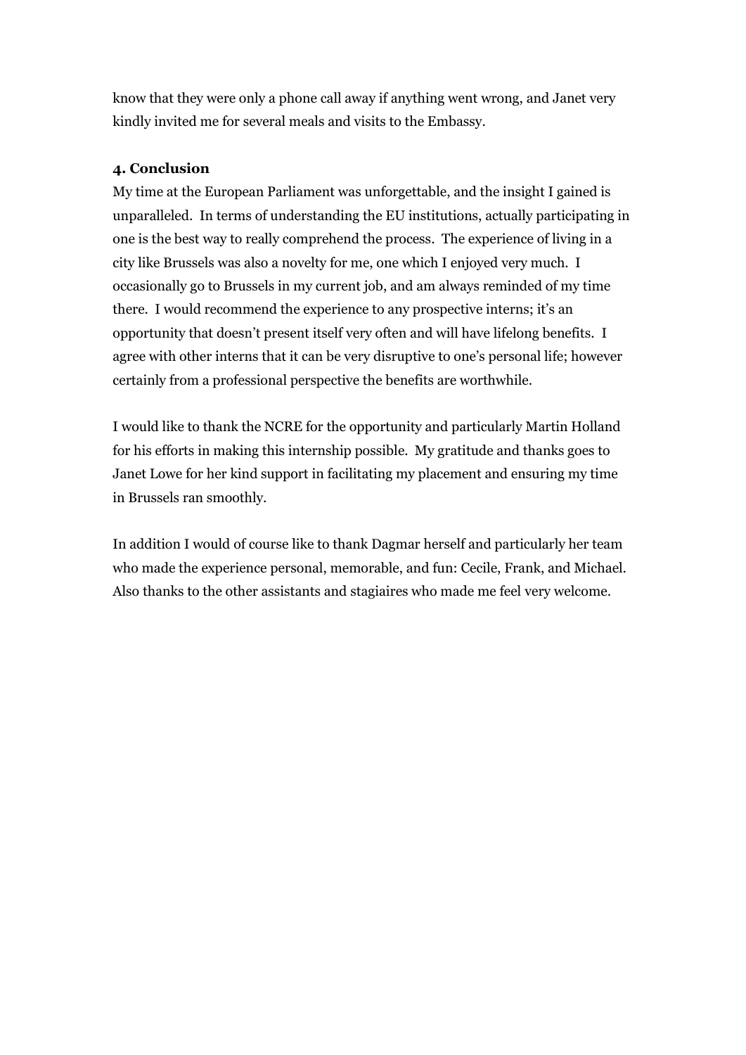know that they were only a phone call away if anything went wrong, and Janet very kindly invited me for several meals and visits to the Embassy.

### 4. Conclusion

My time at the European Parliament was unforgettable, and the insight I gained is unparalleled. In terms of understanding the EU institutions, actually participating in one is the best way to really comprehend the process. The experience of living in a city like Brussels was also a novelty for me, one which I enjoyed very much. I occasionally go to Brussels in my current job, and am always reminded of my time there. I would recommend the experience to any prospective interns; it's an opportunity that doesn't present itself very often and will have lifelong benefits. I agree with other interns that it can be very disruptive to one's personal life; however certainly from a professional perspective the benefits are worthwhile.

I would like to thank the NCRE for the opportunity and particularly Martin Holland for his efforts in making this internship possible. My gratitude and thanks goes to Janet Lowe for her kind support in facilitating my placement and ensuring my time in Brussels ran smoothly.

In addition I would of course like to thank Dagmar herself and particularly her team who made the experience personal, memorable, and fun: Cecile, Frank, and Michael. Also thanks to the other assistants and stagiaires who made me feel very welcome.